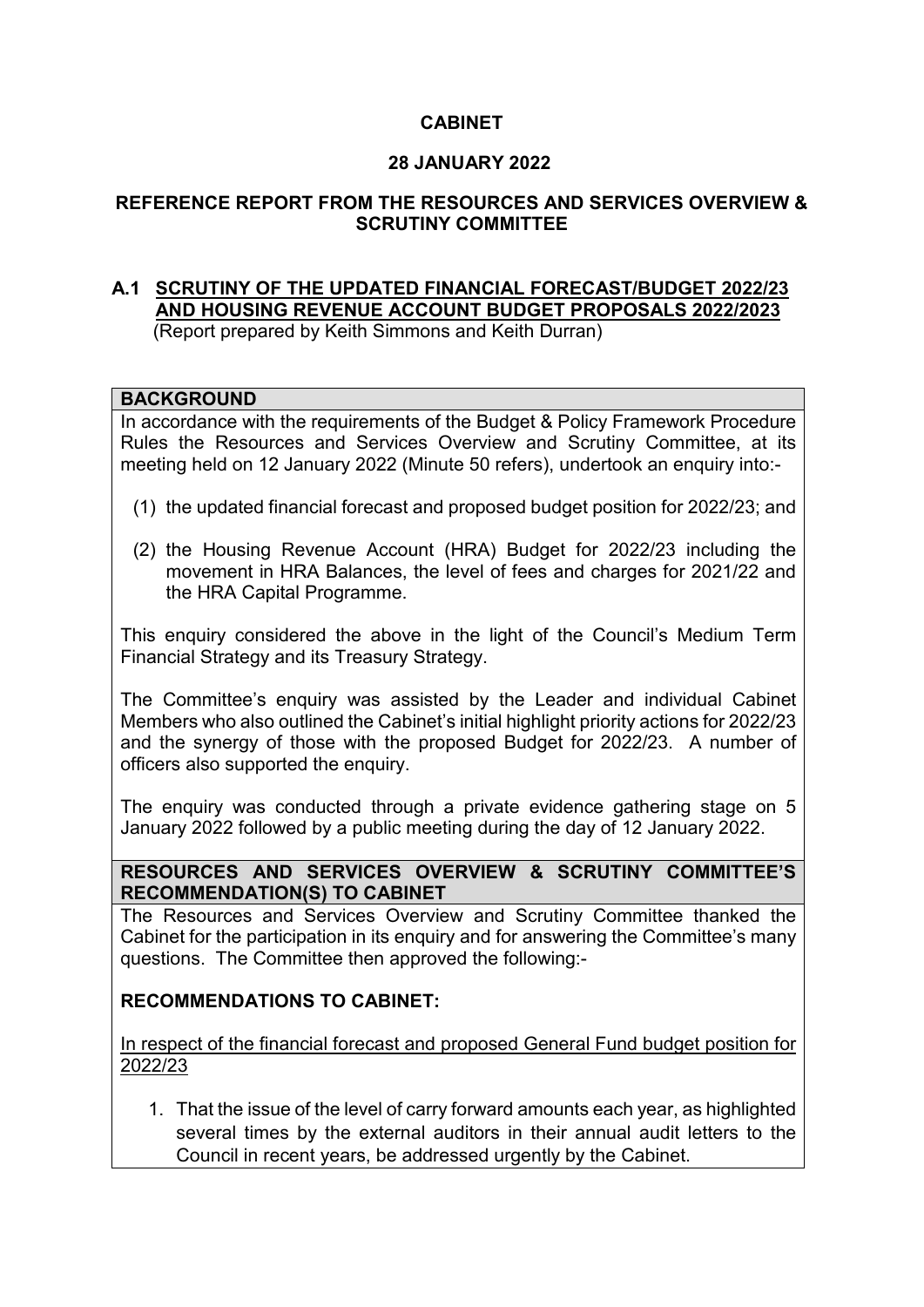**CABINET**

**28 JANUARY 2022**

**REFERENCE REPORT FROM THE RESOURCES AND SERVICES OVERVIEW & SCRUTINY COMMITTEE**

## A.1 SCRUTINY OF THE UPDATED FINANCIAL FORECAST/BUDGET 2022/23 AND HOUSING REVENUE ACCOUNT BUDGET PROPOSALS 2022/2023

(Report prepared by Keith Simmons and Keith Durran)

### BACKGROUND

In accordance with the requirements of the Budget & Policy Framework Procedure Rules the Resources and Services Overview and Scrutiny Committee, at its meeting held on 12 January 2022 (Minute 50 refers), undertook an enquiry into:-

(1) the updated financial forecast and proposed budget position for 2022/23; and

(2) the Housing Revenue Account (HRA) Budget for 2022/23 including the movement in HRA Balances, the level of fees and charges for 2021/22 and the HRA Capital Programme.

This enquiry considered the above in the light of the Council's Medium Term Financial Strategy and its Treasury Strategy.

The Committee's enquiry was assisted by the Leader and individual Cabinet Members who also outlined the Cabinet's initial highlight priority actions for 2022/23 and the synergy of those with the proposed Budget for 2022/23. A number of officers also supported the enquiry.

The enquiry was conducted through a private evidence gathering stage on 5 January 2022 followed by a public meeting during the day of 12 January 2022.

### RESOURCES AND SERVICES OVERVIEW & SCRUTINY COMMITTEE'S RECOMMENDATION(S) TO CABINET

The Resources and Services Overview and Scrutiny Committee thanked the Cabinet for the participation in its enquiry and for answering the Committee's many questions. The Committee then approved the following:-

**RECOMMENDATIONS TO CABINET:**

<u>In respect of the financial forecast and proposed General Fund budget position for 2022/23</u>

1. That the issue of the level of carry forward amounts each year, as highlighted several times by the external auditors in their annual audit letters to the Council in recent years, be addressed urgently by the Cabinet.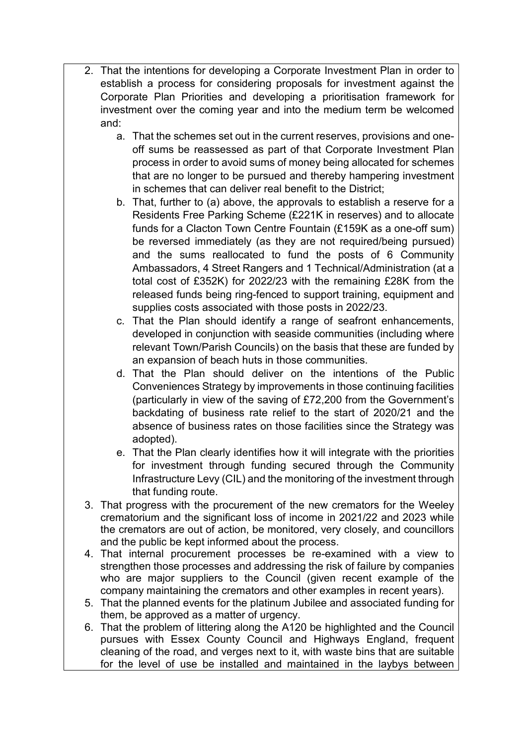2. That the intentions for developing a Corporate Investment Plan in order to establish a process for considering proposals for investment against the Corporate Plan Priorities and developing a prioritisation framework for investment over the coming year and into the medium term be welcomed and:
    a. That the schemes set out in the current reserves, provisions and one-off sums be reassessed as part of that Corporate Investment Plan process in order to avoid sums of money being allocated for schemes that are no longer to be pursued and thereby hampering investment in schemes that can deliver real benefit to the District;
    b. That, further to (a) above, the approvals to establish a reserve for a Residents Free Parking Scheme (£221K in reserves) and to allocate funds for a Clacton Town Centre Fountain (£159K as a one-off sum) be reversed immediately (as they are not required/being pursued) and the sums reallocated to fund the posts of 6 Community Ambassadors, 4 Street Rangers and 1 Technical/Administration (at a total cost of £352K) for 2022/23 with the remaining £28K from the released funds being ring-fenced to support training, equipment and supplies costs associated with those posts in 2022/23.
    c. That the Plan should identify a range of seafront enhancements, developed in conjunction with seaside communities (including where relevant Town/Parish Councils) on the basis that these are funded by an expansion of beach huts in those communities.
    d. That the Plan should deliver on the intentions of the Public Conveniences Strategy by improvements in those continuing facilities (particularly in view of the saving of £72,200 from the Government's backdating of business rate relief to the start of 2020/21 and the absence of business rates on those facilities since the Strategy was adopted).
    e. That the Plan clearly identifies how it will integrate with the priorities for investment through funding secured through the Community Infrastructure Levy (CIL) and the monitoring of the investment through that funding route.
3. That progress with the procurement of the new cremators for the Weeley crematorium and the significant loss of income in 2021/22 and 2023 while the cremators are out of action, be monitored, very closely, and councillors and the public be kept informed about the process.
4. That internal procurement processes be re-examined with a view to strengthen those processes and addressing the risk of failure by companies who are major suppliers to the Council (given recent example of the company maintaining the cremators and other examples in recent years).
5. That the planned events for the platinum Jubilee and associated funding for them, be approved as a matter of urgency.
6. That the problem of littering along the A120 be highlighted and the Council pursues with Essex County Council and Highways England, frequent cleaning of the road, and verges next to it, with waste bins that are suitable for the level of use be installed and maintained in the laybys between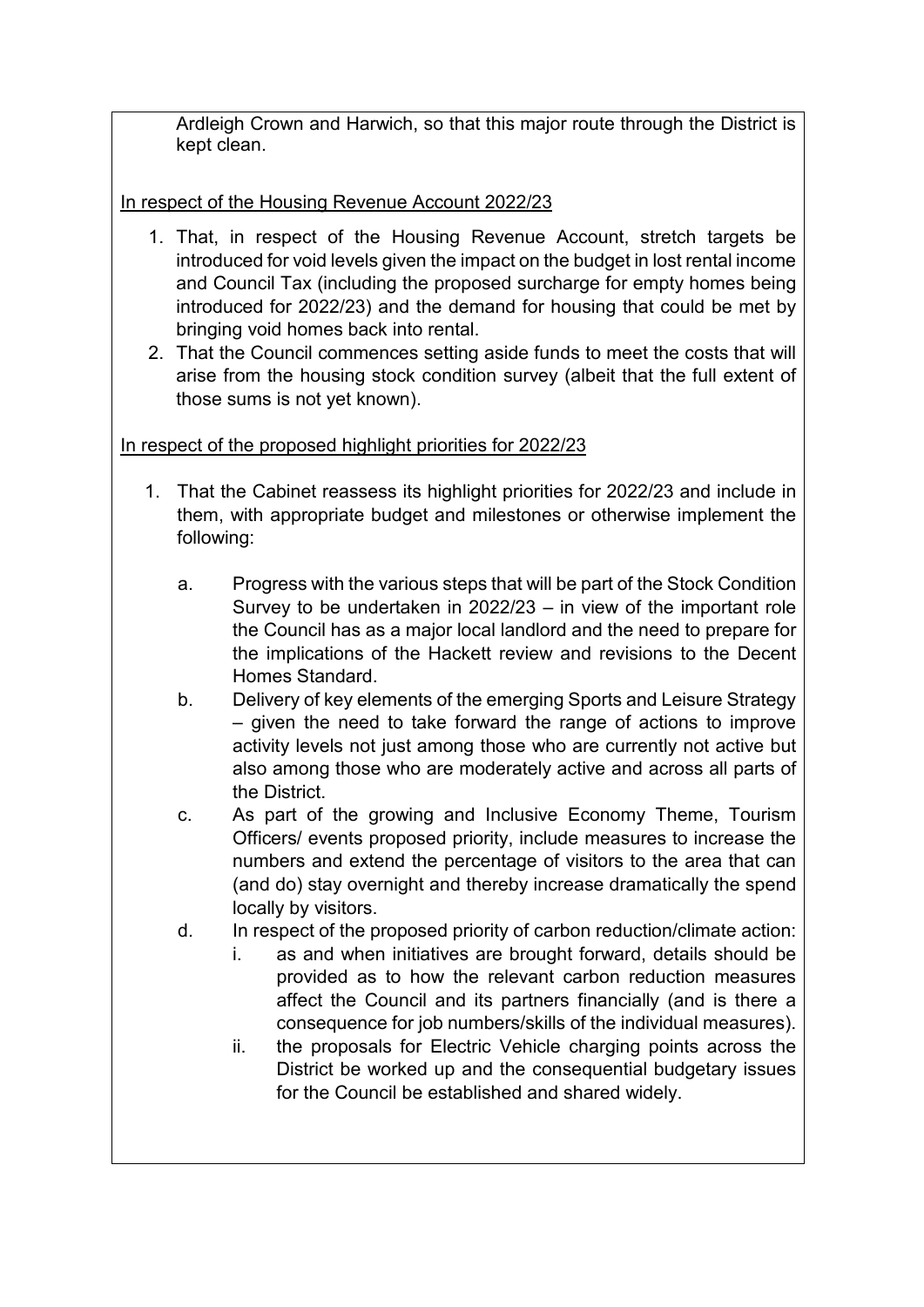Ardleigh Crown and Harwich, so that this major route through the District is kept clean.

<u>In respect of the Housing Revenue Account 2022/23</u>

1. That, in respect of the Housing Revenue Account, stretch targets be introduced for void levels given the impact on the budget in lost rental income and Council Tax (including the proposed surcharge for empty homes being introduced for 2022/23) and the demand for housing that could be met by bringing void homes back into rental.
2. That the Council commences setting aside funds to meet the costs that will arise from the housing stock condition survey (albeit that the full extent of those sums is not yet known).

<u>In respect of the proposed highlight priorities for 2022/23</u>

1. That the Cabinet reassess its highlight priorities for 2022/23 and include in them, with appropriate budget and milestones or otherwise implement the following:

   a. Progress with the various steps that will be part of the Stock Condition Survey to be undertaken in 2022/23 – in view of the important role the Council has as a major local landlord and the need to prepare for the implications of the Hackett review and revisions to the Decent Homes Standard.

   b. Delivery of key elements of the emerging Sports and Leisure Strategy – given the need to take forward the range of actions to improve activity levels not just among those who are currently not active but also among those who are moderately active and across all parts of the District.

   c. As part of the growing and Inclusive Economy Theme, Tourism Officers/ events proposed priority, include measures to increase the numbers and extend the percentage of visitors to the area that can (and do) stay overnight and thereby increase dramatically the spend locally by visitors.

   d. In respect of the proposed priority of carbon reduction/climate action:
      i. as and when initiatives are brought forward, details should be provided as to how the relevant carbon reduction measures affect the Council and its partners financially (and is there a consequence for job numbers/skills of the individual measures).
      ii. the proposals for Electric Vehicle charging points across the District be worked up and the consequential budgetary issues for the Council be established and shared widely.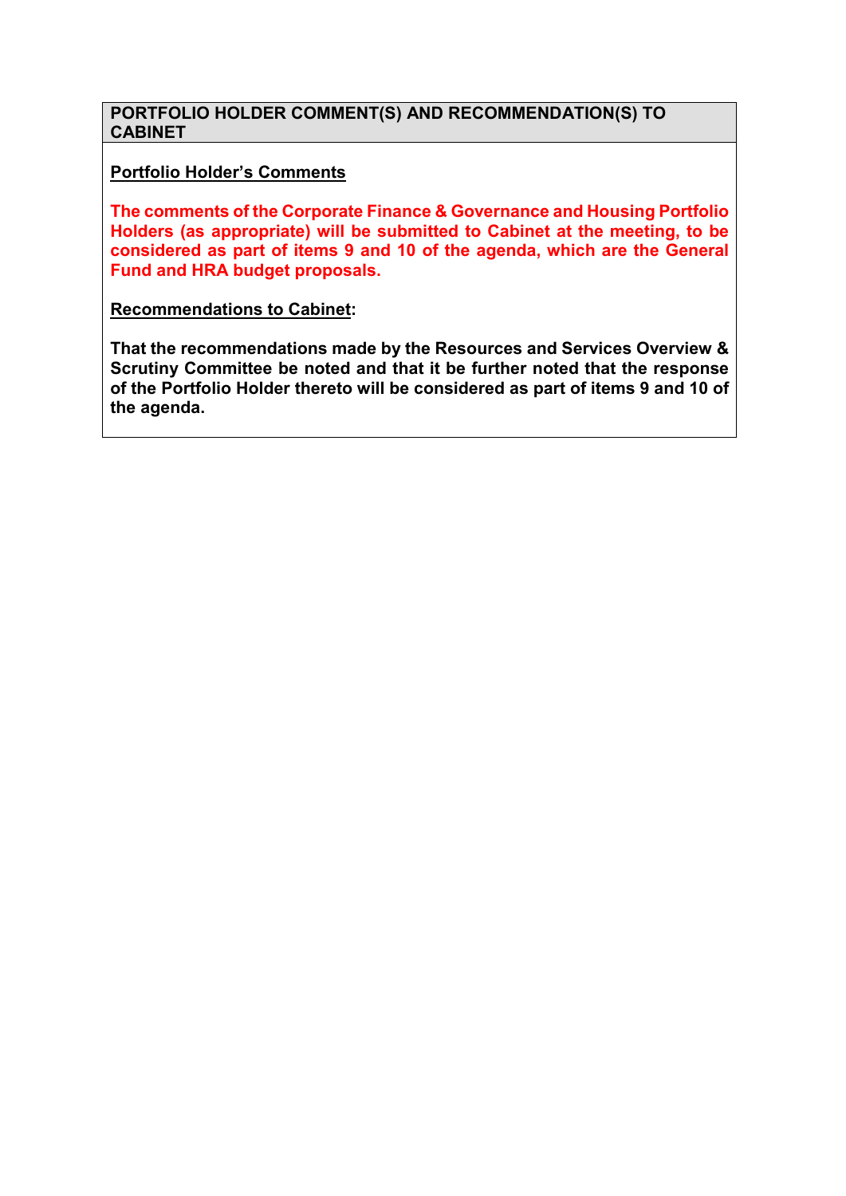## PORTFOLIO HOLDER COMMENT(S) AND RECOMMENDATION(S) TO CABINET

**Portfolio Holder's Comments**

**The comments of the Corporate Finance & Governance and Housing Portfolio Holders (as appropriate) will be submitted to Cabinet at the meeting, to be considered as part of items 9 and 10 of the agenda, which are the General Fund and HRA budget proposals.**

**Recommendations to Cabinet:**

**That the recommendations made by the Resources and Services Overview & Scrutiny Committee be noted and that it be further noted that the response of the Portfolio Holder thereto will be considered as part of items 9 and 10 of the agenda.**